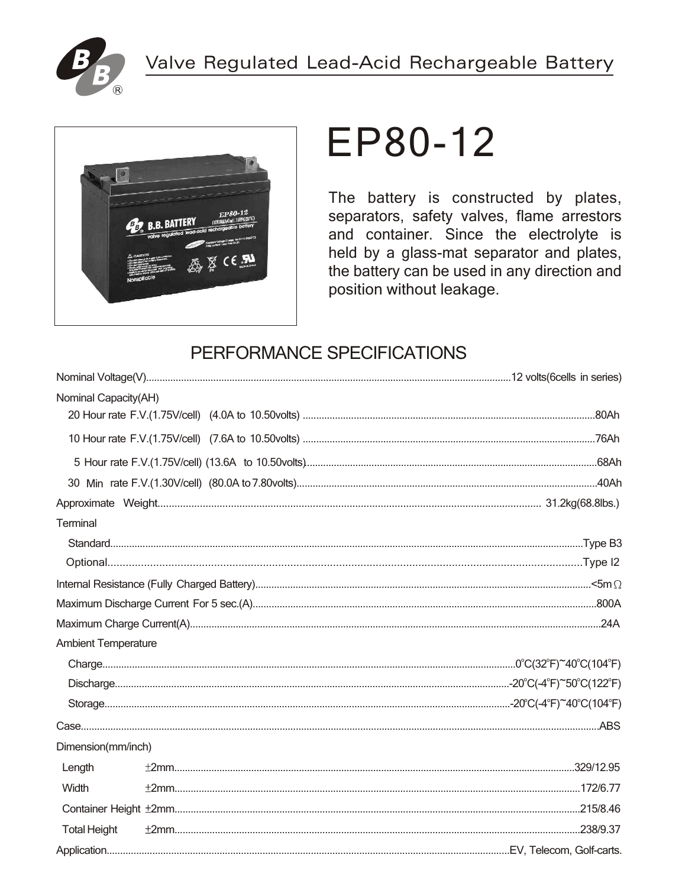Valve Regulated Lead-Acid Rechargeable Battery

# EP80-12

The battery is constructed by plates, separators, safety valves, flame arrestors and container. Since the electrolyte is held by a glass-mat separator and plates, the battery can be used in any direction and position without leakage.

## PERFORMANCE SPECIFICATIONS

Nominal Voltage(V)......12 volts(6cells in series)

Nominal Capacity(AH)

- 20 Hour rate F.V.(1.75V/cell) (4.0A to 10.50volts) ......80Ah
- 10 Hour rate F.V.(1.75V/cell) (7.6A to 10.50volts) ......76Ah
- 5 Hour rate F.V.(1.75V/cell) (13.6A to 10.50volts)......68Ah
- 30 Min rate F.V.(1.30V/cell) (80.0A to 7.80volts)......40Ah

Approximate Weight...... 31.2kg(68.8lbs.)

Terminal

- Standard......Type B3
- Optional......Type I2

Internal Resistance (Fully Charged Battery)......<5mΩ

Maximum Discharge Current For 5 sec.(A)......800A

Maximum Charge Current(A)......24A

Ambient Temperature

- Charge......0°C(32°F)~40°C(104°F)
- Discharge......-20°C(-4°F)~50°C(122°F)
- Storage......-20°C(-4°F)~40°C(104°F)

Case......ABS

Dimension(mm/inch)

- Length ±2mm......329/12.95
- Width ±2mm......172/6.77
- Container Height ±2mm......215/8.46
- Total Height ±2mm......238/9.37

Application......EV, Telecom, Golf-carts.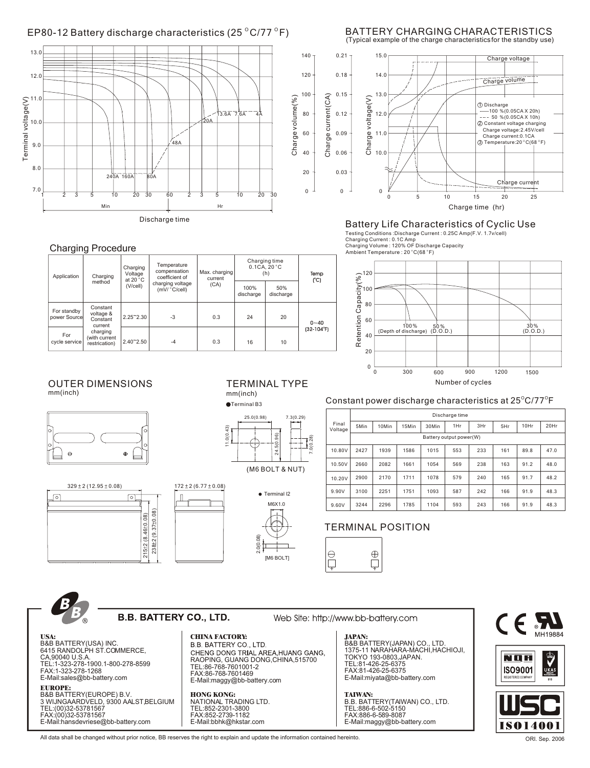## EP80-12 Battery discharge characteristics (25 °C/77 °F)

13.0
12.0
11.0
10.0
9.0
8.0
7.0

Terminal voltage(V)

13.6A 7.6A 4A
20A
48A
240A 160A 80A

1 2 3 5 10 20 30 60 2 3 5 10 20 30

Min Hr

Discharge time

## BATTERY CHARGING CHARACTERISTICS

(Typical example of the charge characteristics for the standby use)

Charge volume(%) Charge current(CA) Charge voltage(V)

Charge voltage
Charge volume
Charge current

① Discharge
——100 %(0.05CA X 20h)
- - - 50 %(0.05CA X 10h)
② Constant voltage charging
Charge voltage:2.45V/cell
Charge current:0.1CA
③ Temperature:20 °C(68 °F)

Charge time (hr)

## Charging Procedure

| Application | Charging method | Charging Voltage at 20 °C (V/cell) | Temperature compensation coefficient of charging voltage (mV/ °C/cell) | Max. charging current (CA) | Charging time 0.1CA, 20 °C (h) | | Temp (℃) |
|---|---|---|---|---|---|---|---|
| | | | | | 100% discharge | 50% discharge | |
| For standby power Source | Constant voltage & Constant current charging (with current restriction) | 2.25~2.30 | -3 | 0.3 | 24 | 20 | 0~40 (32-104℉) |
| For cycle service | | 2.40~2.50 | -4 | 0.3 | 16 | 10 | |

## Battery Life Characteristics of Cyclic Use

Testing Conditions :Discharge Current : 0.25C Amp(F.V. 1.7v/cell)
Charging Current : 0.1C Amp
Charging Volume : 120% OF Discharge Capacity
Ambient Temperature : 20 °C(68 °F)

Retention Capacity(%)

100% (Depth of discharge) 50% (D.O.D.) 30% (D.O.D.)

0 300 600 900 1200 1500

Number of cycles

## OUTER DIMENSIONS

mm(inch)

329±2 (12.95±0.08)
172±2 (6.77±0.08)
215±2 (8.46±0.08)
238±2 (9.37±0.08)

## TERMINAL TYPE

mm(inch)

● Terminal B3

25.0(0.98) 7.3(0.29) 11.0(0.43) 24.5(0.96) 7.0(0.28)

(M6 BOLT & NUT)

● Terminal I2

M6X1.0
2.0(0.08)
[M6 BOLT]

## Constant power discharge characteristics at 25°C/77°F

| Final Voltage | Discharge time | | | | | | | | |
|---|---|---|---|---|---|---|---|---|---|
| | 5Min | 10Min | 15Min | 30Min | 1Hr | 3Hr | 5Hr | 10Hr | 20Hr |
| | Battery output power(W) | | | | | | | | |
| 10.80V | 2427 | 1939 | 1586 | 1015 | 553 | 233 | 161 | 89.8 | 47.0 |
| 10.50V | 2660 | 2082 | 1661 | 1054 | 569 | 238 | 163 | 91.2 | 48.0 |
| 10.20V | 2900 | 2170 | 1711 | 1078 | 579 | 240 | 165 | 91.7 | 48.2 |
| 9.90V | 3100 | 2251 | 1751 | 1093 | 587 | 242 | 166 | 91.9 | 48.3 |
| 9.60V | 3244 | 2296 | 1785 | 1104 | 593 | 243 | 166 | 91.9 | 48.3 |

## TERMINAL POSITION

**B.B. BATTERY CO., LTD.** Web Site: http://www.bb-battery.com

**USA:**
B&B BATTERY(USA) INC.
6415 RANDOLPH ST.COMMERCE,
CA,90040 U.S.A.
TEL:1-323-278-1900.1-800-278-8599
FAX:1-323-278-1268
E-Mail:sales@bb-battery.com

**EUROPE:**
B&B BATTERY(EUROPE) B.V.
3 WIJNGAARDVELD, 9300 AALST,BELGIUM
TEL:(00)32-53781567
FAX:(00)32-53781567
E-Mail:hansdevriese@bb-battery.com

**CHINA FACTORY:**
B.B. BATTERY CO., LTD.
CHENG DONG TRIAL AREA,HUANG GANG,
RAOPING, GUANG DONG,CHINA,515700
TEL:86-768-7601001-2
FAX:86-768-7601469
E-Mail:maggy@bb-battery.com

**HONG KONG:**
NATIONAL TRADING LTD.
TEL:852-2301-3800
FAX:852-2739-1182
E-Mail:bbhk@hkstar.com

**JAPAN:**
B&B BATTERY(JAPAN) CO., LTD.
1375-11 NARAHARA-MACHI,HACHIOJI,
TOKYO 193-0803,JAPAN.
TEL:81-426-25-6375
FAX:81-426-25-6375
E-Mail:miyata@bb-battery.com

**TAIWAN:**
B.B. BATTERY(TAIWAN) CO., LTD.
TEL:886-6-502-5150
FAX:886-6-589-8087
E-Mail:maggy@bb-battery.com

MH19884

ISO9001

ISO14001

All data shall be changed without prior notice, BB reserves the right to explain and update the information contained hereinto.

ORI. Sep. 2006